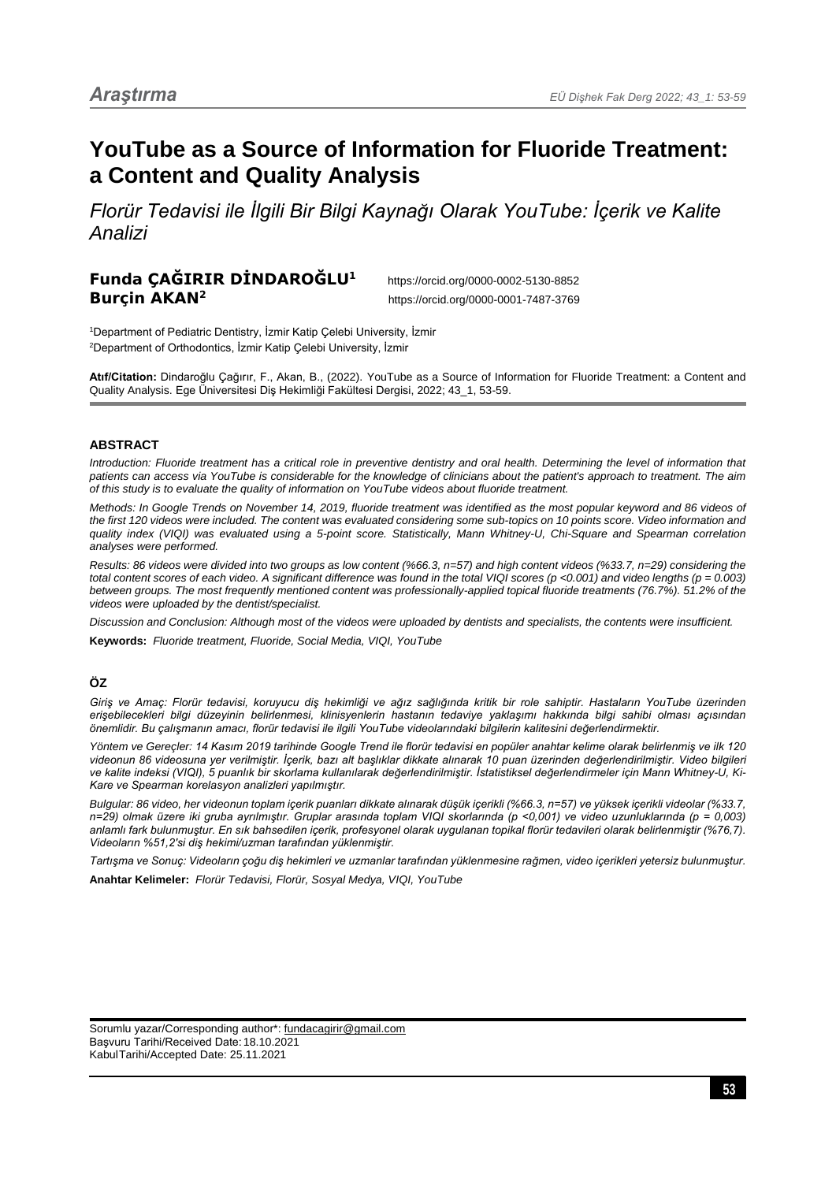Araştırma

# YouTube as a Source of Information for Fluoride Treatment: a Content and Quality Analysis

## *Florür Tedavisi ile İlgili Bir Bilgi Kaynağı Olarak YouTube: İçerik ve Kalite Analizi*

**Funda ÇAĞIRIR DİNDAROĞLU**[1] https://orcid.org/0000-0002-5130-8852
**Burçin AKAN**[2] https://orcid.org/0000-0001-7487-3769

[1]Department of Pediatric Dentistry, İzmir Katip Çelebi University, İzmir
[2]Department of Orthodontics, İzmir Katip Çelebi University, İzmir

**Atıf/Citation:** Dindaroğlu Çağırır, F., Akan, B., (2022). YouTube as a Source of Information for Fluoride Treatment: a Content and Quality Analysis. Ege Üniversitesi Diş Hekimliği Fakültesi Dergisi, 2022; 43_1, 53-59.

### ABSTRACT

*Introduction: Fluoride treatment has a critical role in preventive dentistry and oral health. Determining the level of information that patients can access via YouTube is considerable for the knowledge of clinicians about the patient's approach to treatment. The aim of this study is to evaluate the quality of information on YouTube videos about fluoride treatment.*

*Methods: In Google Trends on November 14, 2019, fluoride treatment was identified as the most popular keyword and 86 videos of the first 120 videos were included. The content was evaluated considering some sub-topics on 10 points score. Video information and quality index (VIQI) was evaluated using a 5-point score. Statistically, Mann Whitney-U, Chi-Square and Spearman correlation analyses were performed.*

*Results: 86 videos were divided into two groups as low content (%66.3, n=57) and high content videos (%33.7, n=29) considering the total content scores of each video. A significant difference was found in the total VIQI scores (p <0.001) and video lengths (p = 0.003) between groups. The most frequently mentioned content was professionally-applied topical fluoride treatments (76.7%). 51.2% of the videos were uploaded by the dentist/specialist.*

*Discussion and Conclusion: Although most of the videos were uploaded by dentists and specialists, the contents were insufficient.*

**Keywords:** *Fluoride treatment, Fluoride, Social Media, VIQI, YouTube*

### ÖZ

*Giriş ve Amaç: Florür tedavisi, koruyucu diş hekimliği ve ağız sağlığında kritik bir role sahiptir. Hastaların YouTube üzerinden erişebilecekleri bilgi düzeyinin belirlenmesi, klinisyenlerin hastanın tedaviye yaklaşımı hakkında bilgi sahibi olması açısından önemlidir. Bu çalışmanın amacı, florür tedavisi ile ilgili YouTube videolarındaki bilgilerin kalitesini değerlendirmektir.*

*Yöntem ve Gereçler: 14 Kasım 2019 tarihinde Google Trend ile florür tedavisi en popüler anahtar kelime olarak belirlenmiş ve ilk 120 videonun 86 videosuna yer verilmiştir. İçerik, bazı alt başlıklar dikkate alınarak 10 puan üzerinden değerlendirilmiştir. Video bilgileri ve kalite indeksi (VIQI), 5 puanlık bir skorlama kullanılarak değerlendirilmiştir. İstatistiksel değerlendirmeler için Mann Whitney-U, Ki-Kare ve Spearman korelasyon analizleri yapılmıştır.*

*Bulgular: 86 video, her videonun toplam içerik puanları dikkate alınarak düşük içerikli (%66.3, n=57) ve yüksek içerikli videolar (%33.7, n=29) olmak üzere iki gruba ayrılmıştır. Gruplar arasında toplam VIQI skorlarında (p <0,001) ve video uzunluklarında (p = 0,003) anlamlı fark bulunmuştur. En sık bahsedilen içerik, profesyonel olarak uygulanan topikal florür tedavileri olarak belirlenmiştir (%76,7). Videoların %51,2'si diş hekimi/uzman tarafından yüklenmiştir.*

*Tartışma ve Sonuç: Videoların çoğu diş hekimleri ve uzmanlar tarafından yüklenmesine rağmen, video içerikleri yetersiz bulunmuştur.*

**Anahtar Kelimeler:** *Florür Tedavisi, Florür, Sosyal Medya, VIQI, YouTube*

Sorumlu yazar/Corresponding author*: fundacagirir@gmail.com
Başvuru Tarihi/Received Date: 18.10.2021
Kabul Tarihi/Accepted Date: 25.11.2021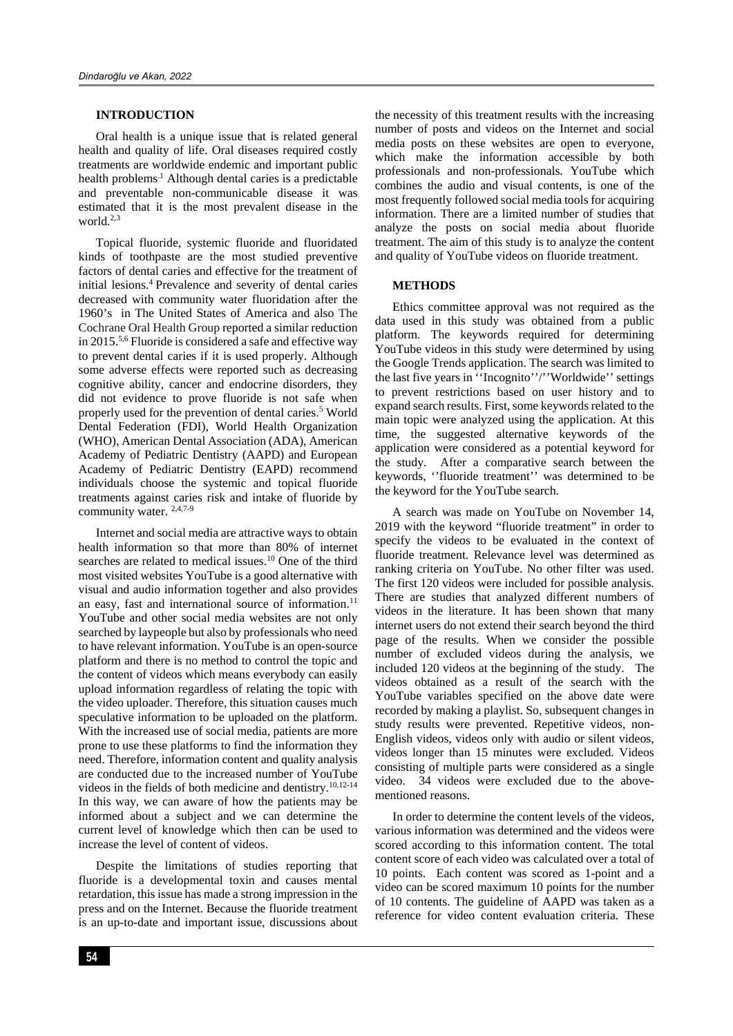## INTRODUCTION

Oral health is a unique issue that is related general health and quality of life. Oral diseases required costly treatments are worldwide endemic and important public health problems.[1] Although dental caries is a predictable and preventable non-communicable disease it was estimated that it is the most prevalent disease in the world.[2,3]

Topical fluoride, systemic fluoride and fluoridated kinds of toothpaste are the most studied preventive factors of dental caries and effective for the treatment of initial lesions.[4] Prevalence and severity of dental caries decreased with community water fluoridation after the 1960's in The United States of America and also The Cochrane Oral Health Group reported a similar reduction in 2015.[5,6] Fluoride is considered a safe and effective way to prevent dental caries if it is used properly. Although some adverse effects were reported such as decreasing cognitive ability, cancer and endocrine disorders, they did not evidence to prove fluoride is not safe when properly used for the prevention of dental caries.[5] World Dental Federation (FDI), World Health Organization (WHO), American Dental Association (ADA), American Academy of Pediatric Dentistry (AAPD) and European Academy of Pediatric Dentistry (EAPD) recommend individuals choose the systemic and topical fluoride treatments against caries risk and intake of fluoride by community water. [2,4,7-9]

Internet and social media are attractive ways to obtain health information so that more than 80% of internet searches are related to medical issues.[10] One of the third most visited websites YouTube is a good alternative with visual and audio information together and also provides an easy, fast and international source of information.[11] YouTube and other social media websites are not only searched by laypeople but also by professionals who need to have relevant information. YouTube is an open-source platform and there is no method to control the topic and the content of videos which means everybody can easily upload information regardless of relating the topic with the video uploader. Therefore, this situation causes much speculative information to be uploaded on the platform. With the increased use of social media, patients are more prone to use these platforms to find the information they need. Therefore, information content and quality analysis are conducted due to the increased number of YouTube videos in the fields of both medicine and dentistry.[10,12-14] In this way, we can aware of how the patients may be informed about a subject and we can determine the current level of knowledge which then can be used to increase the level of content of videos.

Despite the limitations of studies reporting that fluoride is a developmental toxin and causes mental retardation, this issue has made a strong impression in the press and on the Internet. Because the fluoride treatment is an up-to-date and important issue, discussions about the necessity of this treatment results with the increasing number of posts and videos on the Internet and social media posts on these websites are open to everyone, which make the information accessible by both professionals and non-professionals. YouTube which combines the audio and visual contents, is one of the most frequently followed social media tools for acquiring information. There are a limited number of studies that analyze the posts on social media about fluoride treatment. The aim of this study is to analyze the content and quality of YouTube videos on fluoride treatment.

## METHODS

Ethics committee approval was not required as the data used in this study was obtained from a public platform. The keywords required for determining YouTube videos in this study were determined by using the Google Trends application. The search was limited to the last five years in ''Incognito''/''Worldwide'' settings to prevent restrictions based on user history and to expand search results. First, some keywords related to the main topic were analyzed using the application. At this time, the suggested alternative keywords of the application were considered as a potential keyword for the study. After a comparative search between the keywords, ''fluoride treatment'' was determined to be the keyword for the YouTube search.

A search was made on YouTube on November 14, 2019 with the keyword "fluoride treatment" in order to specify the videos to be evaluated in the context of fluoride treatment. Relevance level was determined as ranking criteria on YouTube. No other filter was used. The first 120 videos were included for possible analysis. There are studies that analyzed different numbers of videos in the literature. It has been shown that many internet users do not extend their search beyond the third page of the results. When we consider the possible number of excluded videos during the analysis, we included 120 videos at the beginning of the study. The videos obtained as a result of the search with the YouTube variables specified on the above date were recorded by making a playlist. So, subsequent changes in study results were prevented. Repetitive videos, non-English videos, videos only with audio or silent videos, videos longer than 15 minutes were excluded. Videos consisting of multiple parts were considered as a single video. 34 videos were excluded due to the above-mentioned reasons.

In order to determine the content levels of the videos, various information was determined and the videos were scored according to this information content. The total content score of each video was calculated over a total of 10 points. Each content was scored as 1-point and a video can be scored maximum 10 points for the number of 10 contents. The guideline of AAPD was taken as a reference for video content evaluation criteria. These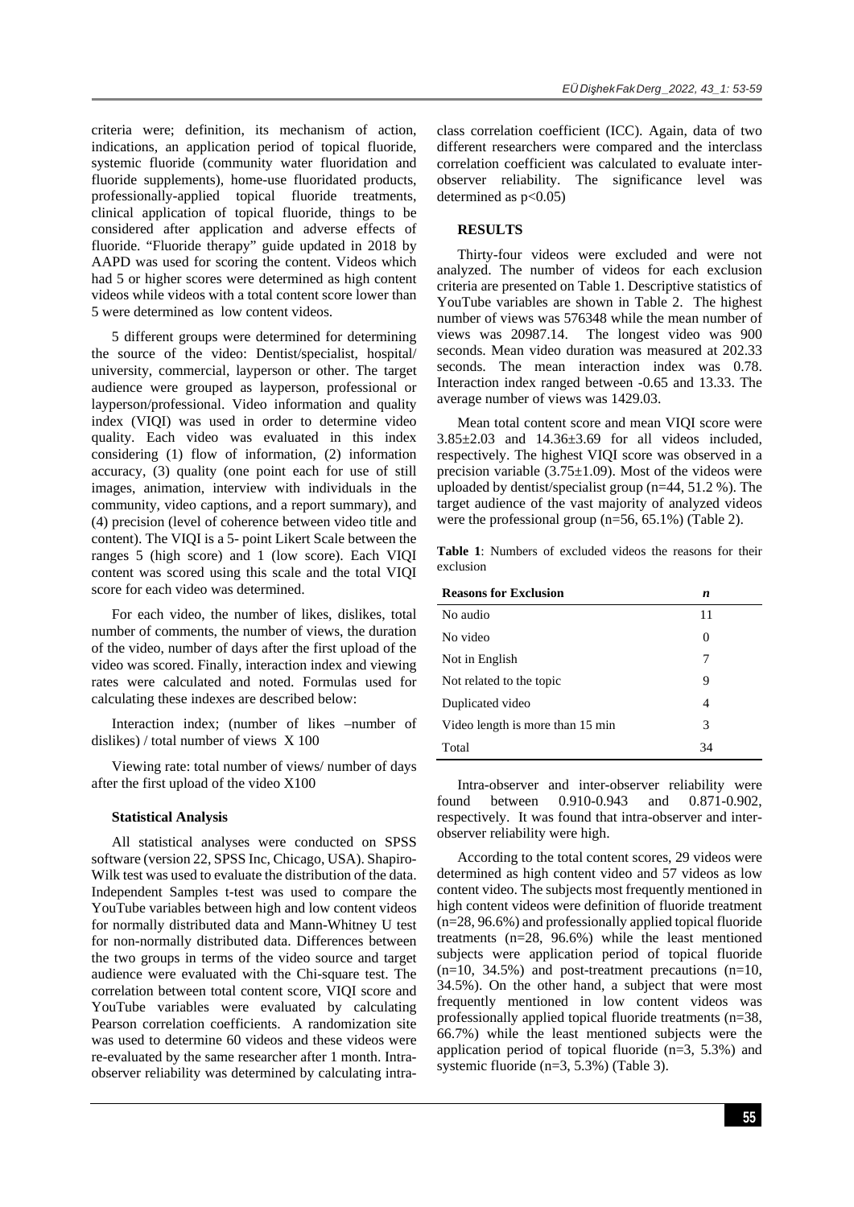criteria were; definition, its mechanism of action, indications, an application period of topical fluoride, systemic fluoride (community water fluoridation and fluoride supplements), home-use fluoridated products, professionally-applied topical fluoride treatments, clinical application of topical fluoride, things to be considered after application and adverse effects of fluoride. "Fluoride therapy" guide updated in 2018 by AAPD was used for scoring the content. Videos which had 5 or higher scores were determined as high content videos while videos with a total content score lower than 5 were determined as low content videos.

5 different groups were determined for determining the source of the video: Dentist/specialist, hospital/ university, commercial, layperson or other. The target audience were grouped as layperson, professional or layperson/professional. Video information and quality index (VIQI) was used in order to determine video quality. Each video was evaluated in this index considering (1) flow of information, (2) information accuracy, (3) quality (one point each for use of still images, animation, interview with individuals in the community, video captions, and a report summary), and (4) precision (level of coherence between video title and content). The VIQI is a 5- point Likert Scale between the ranges 5 (high score) and 1 (low score). Each VIQI content was scored using this scale and the total VIQI score for each video was determined.

For each video, the number of likes, dislikes, total number of comments, the number of views, the duration of the video, number of days after the first upload of the video was scored. Finally, interaction index and viewing rates were calculated and noted. Formulas used for calculating these indexes are described below:

Interaction index; (number of likes –number of dislikes) / total number of views X 100

Viewing rate: total number of views/ number of days after the first upload of the video X100

### Statistical Analysis

All statistical analyses were conducted on SPSS software (version 22, SPSS Inc, Chicago, USA). Shapiro-Wilk test was used to evaluate the distribution of the data. Independent Samples t-test was used to compare the YouTube variables between high and low content videos for normally distributed data and Mann-Whitney U test for non-normally distributed data. Differences between the two groups in terms of the video source and target audience were evaluated with the Chi-square test. The correlation between total content score, VIQI score and YouTube variables were evaluated by calculating Pearson correlation coefficients. A randomization site was used to determine 60 videos and these videos were re-evaluated by the same researcher after 1 month. Intra-observer reliability was determined by calculating intra-class correlation coefficient (ICC). Again, data of two different researchers were compared and the interclass correlation coefficient was calculated to evaluate inter-observer reliability. The significance level was determined as $p<0.05$)

## RESULTS

Thirty-four videos were excluded and were not analyzed. The number of videos for each exclusion criteria are presented on Table 1. Descriptive statistics of YouTube variables are shown in Table 2. The highest number of views was 576348 while the mean number of views was 20987.14. The longest video was 900 seconds. Mean video duration was measured at 202.33 seconds. The mean interaction index was 0.78. Interaction index ranged between -0.65 and 13.33. The average number of views was 1429.03.

Mean total content score and mean VIQI score were 3.85±2.03 and 14.36±3.69 for all videos included, respectively. The highest VIQI score was observed in a precision variable (3.75±1.09). Most of the videos were uploaded by dentist/specialist group (n=44, 51.2 %). The target audience of the vast majority of analyzed videos were the professional group (n=56, 65.1%) (Table 2).

**Table 1**: Numbers of excluded videos the reasons for their exclusion

| Reasons for Exclusion | *n* |
|---|---|
| No audio | 11 |
| No video | 0 |
| Not in English | 7 |
| Not related to the topic | 9 |
| Duplicated video | 4 |
| Video length is more than 15 min | 3 |
| Total | 34 |

Intra-observer and inter-observer reliability were found between 0.910-0.943 and 0.871-0.902, respectively. It was found that intra-observer and inter-observer reliability were high.

According to the total content scores, 29 videos were determined as high content video and 57 videos as low content video. The subjects most frequently mentioned in high content videos were definition of fluoride treatment (n=28, 96.6%) and professionally applied topical fluoride treatments (n=28, 96.6%) while the least mentioned subjects were application period of topical fluoride (n=10, 34.5%) and post-treatment precautions (n=10, 34.5%). On the other hand, a subject that were most frequently mentioned in low content videos was professionally applied topical fluoride treatments (n=38, 66.7%) while the least mentioned subjects were the application period of topical fluoride (n=3, 5.3%) and systemic fluoride (n=3, 5.3%) (Table 3).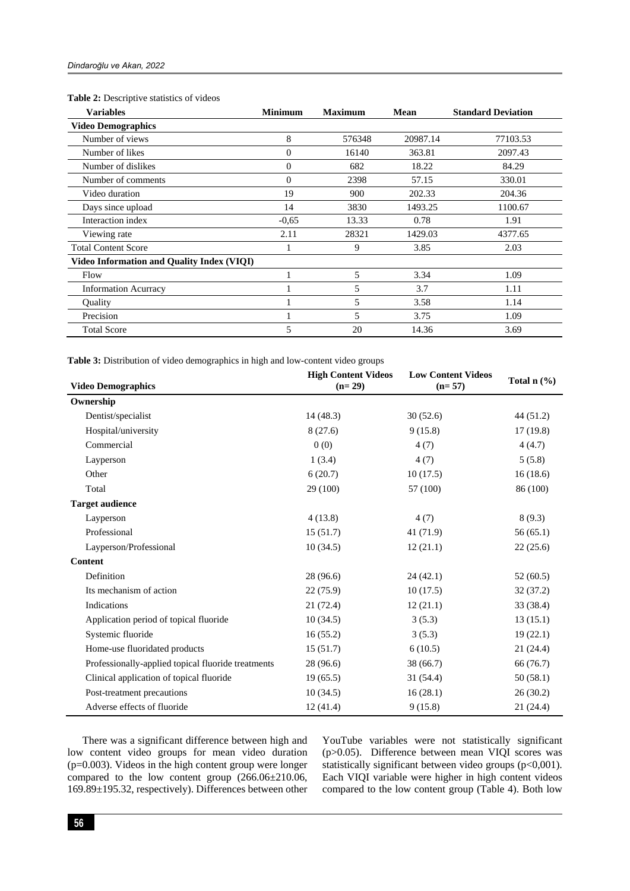**Table 2:** Descriptive statistics of videos

| Variables | Minimum | Maximum | Mean | Standard Deviation |
|---|---|---|---|---|
| **Video Demographics** | | | | |
| Number of views | 8 | 576348 | 20987.14 | 77103.53 |
| Number of likes | 0 | 16140 | 363.81 | 2097.43 |
| Number of dislikes | 0 | 682 | 18.22 | 84.29 |
| Number of comments | 0 | 2398 | 57.15 | 330.01 |
| Video duration | 19 | 900 | 202.33 | 204.36 |
| Days since upload | 14 | 3830 | 1493.25 | 1100.67 |
| Interaction index | -0,65 | 13.33 | 0.78 | 1.91 |
| Viewing rate | 2.11 | 28321 | 1429.03 | 4377.65 |
| Total Content Score | 1 | 9 | 3.85 | 2.03 |
| **Video Information and Quality Index (VIQI)** | | | | |
| Flow | 1 | 5 | 3.34 | 1.09 |
| Information Acurracy | 1 | 5 | 3.7 | 1.11 |
| Quality | 1 | 5 | 3.58 | 1.14 |
| Precision | 1 | 5 | 3.75 | 1.09 |
| Total Score | 5 | 20 | 14.36 | 3.69 |

**Table 3:** Distribution of video demographics in high and low-content video groups

| Video Demographics | High Content Videos (n= 29) | Low Content Videos (n= 57) | Total n (%) |
|---|---|---|---|
| **Ownership** | | | |
| Dentist/specialist | 14 (48.3) | 30 (52.6) | 44 (51.2) |
| Hospital/university | 8 (27.6) | 9 (15.8) | 17 (19.8) |
| Commercial | 0 (0) | 4 (7) | 4 (4.7) |
| Layperson | 1 (3.4) | 4 (7) | 5 (5.8) |
| Other | 6 (20.7) | 10 (17.5) | 16 (18.6) |
| Total | 29 (100) | 57 (100) | 86 (100) |
| **Target audience** | | | |
| Layperson | 4 (13.8) | 4 (7) | 8 (9.3) |
| Professional | 15 (51.7) | 41 (71.9) | 56 (65.1) |
| Layperson/Professional | 10 (34.5) | 12 (21.1) | 22 (25.6) |
| **Content** | | | |
| Definition | 28 (96.6) | 24 (42.1) | 52 (60.5) |
| Its mechanism of action | 22 (75.9) | 10 (17.5) | 32 (37.2) |
| Indications | 21 (72.4) | 12 (21.1) | 33 (38.4) |
| Application period of topical fluoride | 10 (34.5) | 3 (5.3) | 13 (15.1) |
| Systemic fluoride | 16 (55.2) | 3 (5.3) | 19 (22.1) |
| Home-use fluoridated products | 15 (51.7) | 6 (10.5) | 21 (24.4) |
| Professionally-applied topical fluoride treatments | 28 (96.6) | 38 (66.7) | 66 (76.7) |
| Clinical application of topical fluoride | 19 (65.5) | 31 (54.4) | 50 (58.1) |
| Post-treatment precautions | 10 (34.5) | 16 (28.1) | 26 (30.2) |
| Adverse effects of fluoride | 12 (41.4) | 9 (15.8) | 21 (24.4) |

There was a significant difference between high and low content video groups for mean video duration ($p=0.003$). Videos in the high content group were longer compared to the low content group (266.06±210.06, 169.89±195.32, respectively). Differences between other YouTube variables were not statistically significant ($p>0.05$). Difference between mean VIQI scores was statistically significant between video groups ($p<0,001$). Each VIQI variable were higher in high content videos compared to the low content group (Table 4). Both low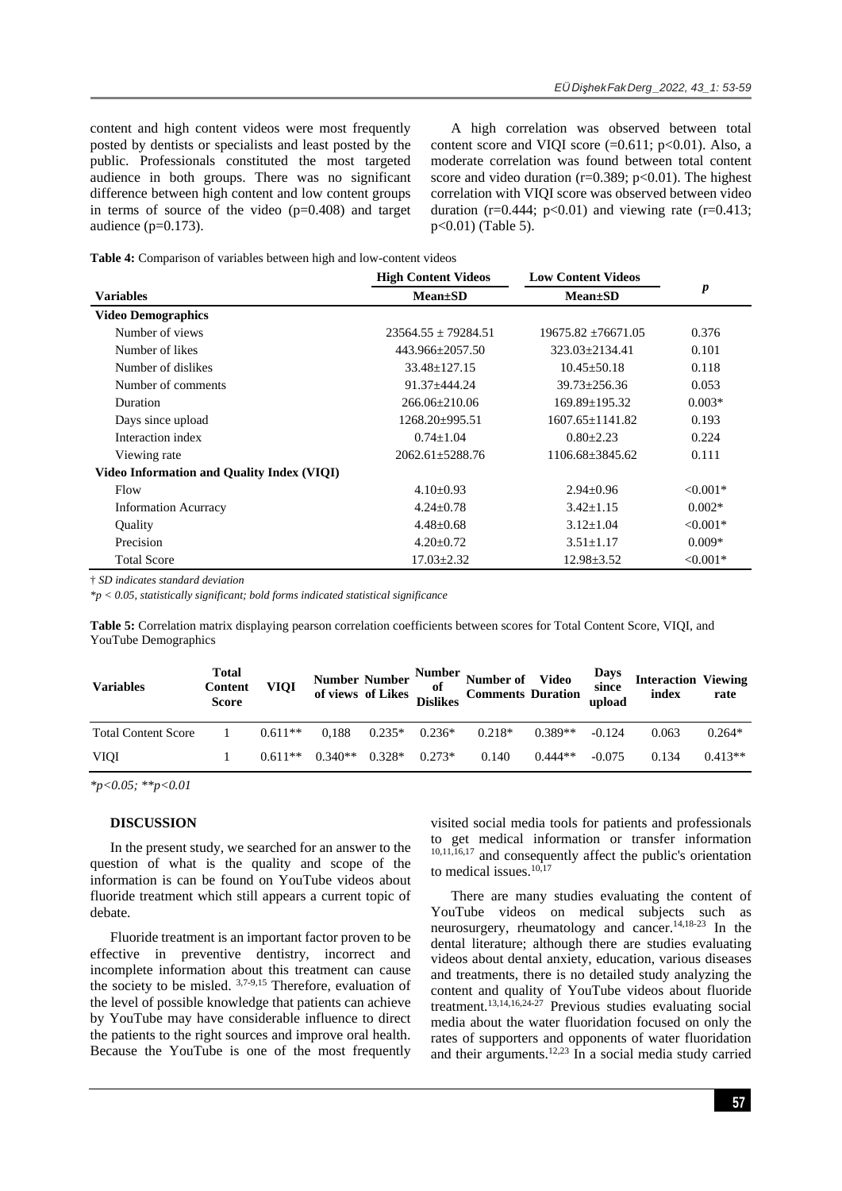content and high content videos were most frequently posted by dentists or specialists and least posted by the public. Professionals constituted the most targeted audience in both groups. There was no significant difference between high content and low content groups in terms of source of the video (p=0.408) and target audience (p=0.173).

A high correlation was observed between total content score and VIQI score (=0.611; p<0.01). Also, a moderate correlation was found between total content score and video duration (r=0.389; p<0.01). The highest correlation with VIQI score was observed between video duration (r=0.444; p<0.01) and viewing rate (r=0.413; p<0.01) (Table 5).

**Table 4:** Comparison of variables between high and low-content videos

| Variables | High Content Videos Mean±SD | Low Content Videos Mean±SD | *p* |
|---|---|---|---|
| **Video Demographics** | | | |
| Number of views | 23564.55 ± 79284.51 | 19675.82 ±76671.05 | 0.376 |
| Number of likes | 443.966±2057.50 | 323.03±2134.41 | 0.101 |
| Number of dislikes | 33.48±127.15 | 10.45±50.18 | 0.118 |
| Number of comments | 91.37±444.24 | 39.73±256.36 | 0.053 |
| Duration | 266.06±210.06 | 169.89±195.32 | 0.003* |
| Days since upload | 1268.20±995.51 | 1607.65±1141.82 | 0.193 |
| Interaction index | 0.74±1.04 | 0.80±2.23 | 0.224 |
| Viewing rate | 2062.61±5288.76 | 1106.68±3845.62 | 0.111 |
| **Video Information and Quality Index (VIQI)** | | | |
| Flow | 4.10±0.93 | 2.94±0.96 | <0.001* |
| Information Acurracy | 4.24±0.78 | 3.42±1.15 | 0.002* |
| Quality | 4.48±0.68 | 3.12±1.04 | <0.001* |
| Precision | 4.20±0.72 | 3.51±1.17 | 0.009* |
| Total Score | 17.03±2.32 | 12.98±3.52 | <0.001* |

† *SD indicates standard deviation*

*\*p < 0.05, statistically significant; bold forms indicated statistical significance*

**Table 5:** Correlation matrix displaying pearson correlation coefficients between scores for Total Content Score, VIQI, and YouTube Demographics

| Variables | Total Content Score | VIQI | Number of views | Number of Likes | Number of Dislikes | Number of Comments | Video Duration | Days since upload | Interaction index | Viewing rate |
|---|---|---|---|---|---|---|---|---|---|---|
| Total Content Score | 1 | 0.611** | 0,188 | 0.235* | 0.236* | 0.218* | 0.389** | -0.124 | 0.063 | 0.264* |
| VIQI | 1 | 0.611** | 0.340** | 0.328* | 0.273* | 0.140 | 0.444** | -0.075 | 0.134 | 0.413** |

*\*p<0.05; \*\*p<0.01*

## DISCUSSION

In the present study, we searched for an answer to the question of what is the quality and scope of the information is can be found on YouTube videos about fluoride treatment which still appears a current topic of debate.

Fluoride treatment is an important factor proven to be effective in preventive dentistry, incorrect and incomplete information about this treatment can cause the society to be misled. [3,7-9,15] Therefore, evaluation of the level of possible knowledge that patients can achieve by YouTube may have considerable influence to direct the patients to the right sources and improve oral health. Because the YouTube is one of the most frequently visited social media tools for patients and professionals to get medical information or transfer information [10,11,16,17] and consequently affect the public's orientation to medical issues.[10,17]

There are many studies evaluating the content of YouTube videos on medical subjects such as neurosurgery, rheumatology and cancer.[14,18-23] In the dental literature; although there are studies evaluating videos about dental anxiety, education, various diseases and treatments, there is no detailed study analyzing the content and quality of YouTube videos about fluoride treatment.[13,14,16,24-27] Previous studies evaluating social media about the water fluoridation focused on only the rates of supporters and opponents of water fluoridation and their arguments.[12,23] In a social media study carried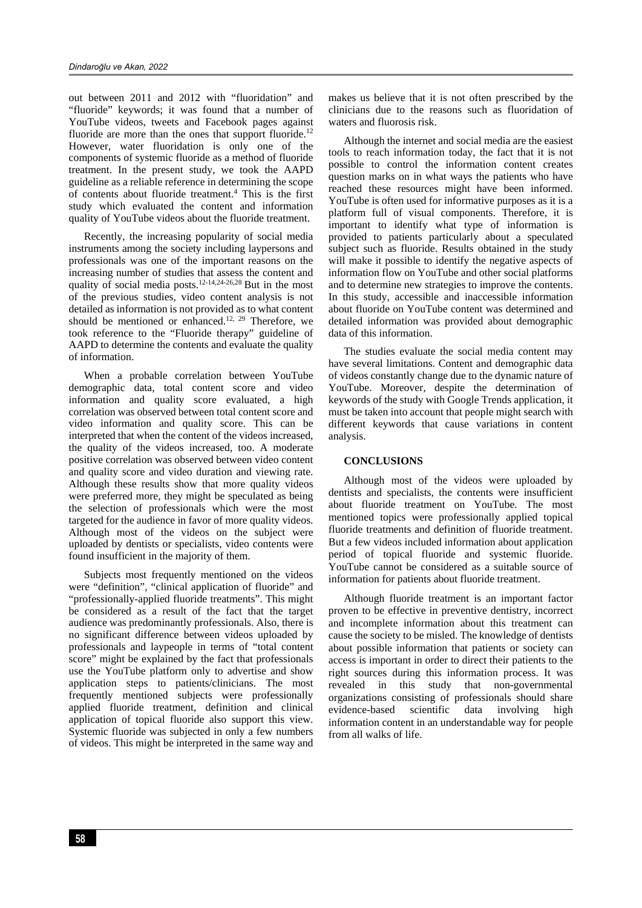out between 2011 and 2012 with "fluoridation" and "fluoride" keywords; it was found that a number of YouTube videos, tweets and Facebook pages against fluoride are more than the ones that support fluoride.[12] However, water fluoridation is only one of the components of systemic fluoride as a method of fluoride treatment. In the present study, we took the AAPD guideline as a reliable reference in determining the scope of contents about fluoride treatment.[4] This is the first study which evaluated the content and information quality of YouTube videos about the fluoride treatment.

Recently, the increasing popularity of social media instruments among the society including laypersons and professionals was one of the important reasons on the increasing number of studies that assess the content and quality of social media posts.[12-14,24-26,28] But in the most of the previous studies, video content analysis is not detailed as information is not provided as to what content should be mentioned or enhanced.[12, 29] Therefore, we took reference to the "Fluoride therapy" guideline of AAPD to determine the contents and evaluate the quality of information.

When a probable correlation between YouTube demographic data, total content score and video information and quality score evaluated, a high correlation was observed between total content score and video information and quality score. This can be interpreted that when the content of the videos increased, the quality of the videos increased, too. A moderate positive correlation was observed between video content and quality score and video duration and viewing rate. Although these results show that more quality videos were preferred more, they might be speculated as being the selection of professionals which were the most targeted for the audience in favor of more quality videos. Although most of the videos on the subject were uploaded by dentists or specialists, video contents were found insufficient in the majority of them.

Subjects most frequently mentioned on the videos were "definition", "clinical application of fluoride" and "professionally-applied fluoride treatments". This might be considered as a result of the fact that the target audience was predominantly professionals. Also, there is no significant difference between videos uploaded by professionals and laypeople in terms of "total content score" might be explained by the fact that professionals use the YouTube platform only to advertise and show application steps to patients/clinicians. The most frequently mentioned subjects were professionally applied fluoride treatment, definition and clinical application of topical fluoride also support this view. Systemic fluoride was subjected in only a few numbers of videos. This might be interpreted in the same way and makes us believe that it is not often prescribed by the clinicians due to the reasons such as fluoridation of waters and fluorosis risk.

Although the internet and social media are the easiest tools to reach information today, the fact that it is not possible to control the information content creates question marks on in what ways the patients who have reached these resources might have been informed. YouTube is often used for informative purposes as it is a platform full of visual components. Therefore, it is important to identify what type of information is provided to patients particularly about a speculated subject such as fluoride. Results obtained in the study will make it possible to identify the negative aspects of information flow on YouTube and other social platforms and to determine new strategies to improve the contents. In this study, accessible and inaccessible information about fluoride on YouTube content was determined and detailed information was provided about demographic data of this information.

The studies evaluate the social media content may have several limitations. Content and demographic data of videos constantly change due to the dynamic nature of YouTube. Moreover, despite the determination of keywords of the study with Google Trends application, it must be taken into account that people might search with different keywords that cause variations in content analysis.

## CONCLUSIONS

Although most of the videos were uploaded by dentists and specialists, the contents were insufficient about fluoride treatment on YouTube. The most mentioned topics were professionally applied topical fluoride treatments and definition of fluoride treatment. But a few videos included information about application period of topical fluoride and systemic fluoride. YouTube cannot be considered as a suitable source of information for patients about fluoride treatment.

Although fluoride treatment is an important factor proven to be effective in preventive dentistry, incorrect and incomplete information about this treatment can cause the society to be misled. The knowledge of dentists about possible information that patients or society can access is important in order to direct their patients to the right sources during this information process. It was revealed in this study that non-governmental organizations consisting of professionals should share evidence-based scientific data involving high information content in an understandable way for people from all walks of life.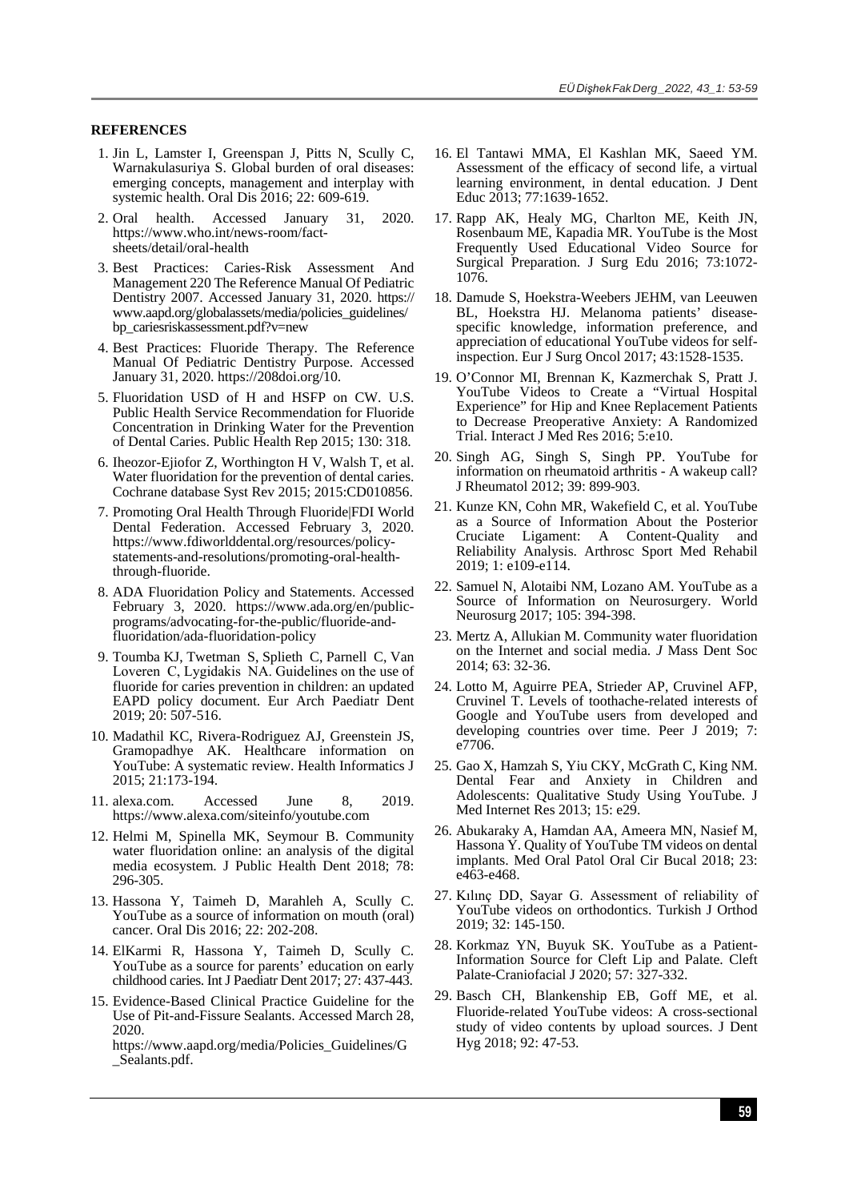**REFERENCES**

1. Jin L, Lamster I, Greenspan J, Pitts N, Scully C, Warnakulasuriya S. Global burden of oral diseases: emerging concepts, management and interplay with systemic health. Oral Dis 2016; 22: 609-619.
2. Oral health. Accessed January 31, 2020. https://www.who.int/news-room/fact-sheets/detail/oral-health
3. Best Practices: Caries-Risk Assessment And Management 220 The Reference Manual Of Pediatric Dentistry 2007. Accessed January 31, 2020. https://www.aapd.org/globalassets/media/policies_guidelines/bp_cariesriskassessment.pdf?v=new
4. Best Practices: Fluoride Therapy. The Reference Manual Of Pediatric Dentistry Purpose. Accessed January 31, 2020. https://208doi.org/10.
5. Fluoridation USD of H and HSFP on CW. U.S. Public Health Service Recommendation for Fluoride Concentration in Drinking Water for the Prevention of Dental Caries. Public Health Rep 2015; 130: 318.
6. Iheozor-Ejiofor Z, Worthington H V, Walsh T, et al. Water fluoridation for the prevention of dental caries. Cochrane database Syst Rev 2015; 2015:CD010856.
7. Promoting Oral Health Through Fluoride|FDI World Dental Federation. Accessed February 3, 2020. https://www.fdiworlddental.org/resources/policy-statements-and-resolutions/promoting-oral-health-through-fluoride.
8. ADA Fluoridation Policy and Statements. Accessed February 3, 2020. https://www.ada.org/en/public-programs/advocating-for-the-public/fluoride-and-fluoridation/ada-fluoridation-policy
9. Toumba KJ, Twetman S, Splieth C, Parnell C, Van Loveren C, Lygidakis NA. Guidelines on the use of fluoride for caries prevention in children: an updated EAPD policy document. Eur Arch Paediatr Dent 2019; 20: 507-516.
10. Madathil KC, Rivera-Rodriguez AJ, Greenstein JS, Gramopadhye AK. Healthcare information on YouTube: A systematic review. Health Informatics J 2015; 21:173-194.
11. alexa.com. Accessed June 8, 2019. https://www.alexa.com/siteinfo/youtube.com
12. Helmi M, Spinella MK, Seymour B. Community water fluoridation online: an analysis of the digital media ecosystem. J Public Health Dent 2018; 78: 296-305.
13. Hassona Y, Taimeh D, Marahleh A, Scully C. YouTube as a source of information on mouth (oral) cancer. Oral Dis 2016; 22: 202-208.
14. ElKarmi R, Hassona Y, Taimeh D, Scully C. YouTube as a source for parents' education on early childhood caries. Int J Paediatr Dent 2017; 27: 437-443.
15. Evidence-Based Clinical Practice Guideline for the Use of Pit-and-Fissure Sealants. Accessed March 28, 2020. https://www.aapd.org/media/Policies_Guidelines/G_Sealants.pdf.
16. El Tantawi MMA, El Kashlan MK, Saeed YM. Assessment of the efficacy of second life, a virtual learning environment, in dental education. J Dent Educ 2013; 77:1639-1652.
17. Rapp AK, Healy MG, Charlton ME, Keith JN, Rosenbaum ME, Kapadia MR. YouTube is the Most Frequently Used Educational Video Source for Surgical Preparation. J Surg Edu 2016; 73:1072-1076.
18. Damude S, Hoekstra-Weebers JEHM, van Leeuwen BL, Hoekstra HJ. Melanoma patients' disease-specific knowledge, information preference, and appreciation of educational YouTube videos for self-inspection. Eur J Surg Oncol 2017; 43:1528-1535.
19. O'Connor MI, Brennan K, Kazmerchak S, Pratt J. YouTube Videos to Create a "Virtual Hospital Experience" for Hip and Knee Replacement Patients to Decrease Preoperative Anxiety: A Randomized Trial. Interact J Med Res 2016; 5:e10.
20. Singh AG, Singh S, Singh PP. YouTube for information on rheumatoid arthritis - A wakeup call? J Rheumatol 2012; 39: 899-903.
21. Kunze KN, Cohn MR, Wakefield C, et al. YouTube as a Source of Information About the Posterior Cruciate Ligament: A Content-Quality and Reliability Analysis. Arthrosc Sport Med Rehabil 2019; 1: e109-e114.
22. Samuel N, Alotaibi NM, Lozano AM. YouTube as a Source of Information on Neurosurgery. World Neurosurg 2017; 105: 394-398.
23. Mertz A, Allukian M. Community water fluoridation on the Internet and social media. *J* Mass Dent Soc 2014; 63: 32-36.
24. Lotto M, Aguirre PEA, Strieder AP, Cruvinel AFP, Cruvinel T. Levels of toothache-related interests of Google and YouTube users from developed and developing countries over time. Peer J 2019; 7: e7706.
25. Gao X, Hamzah S, Yiu CKY, McGrath C, King NM. Dental Fear and Anxiety in Children and Adolescents: Qualitative Study Using YouTube. J Med Internet Res 2013; 15: e29.
26. Abukaraky A, Hamdan AA, Ameera MN, Nasief M, Hassona Y. Quality of YouTube TM videos on dental implants. Med Oral Patol Oral Cir Bucal 2018; 23: e463-e468.
27. Kılınç DD, Sayar G. Assessment of reliability of YouTube videos on orthodontics. Turkish J Orthod 2019; 32: 145-150.
28. Korkmaz YN, Buyuk SK. YouTube as a Patient-Information Source for Cleft Lip and Palate. Cleft Palate-Craniofacial J 2020; 57: 327-332.
29. Basch CH, Blankenship EB, Goff ME, et al. Fluoride-related YouTube videos: A cross-sectional study of video contents by upload sources. J Dent Hyg 2018; 92: 47-53.